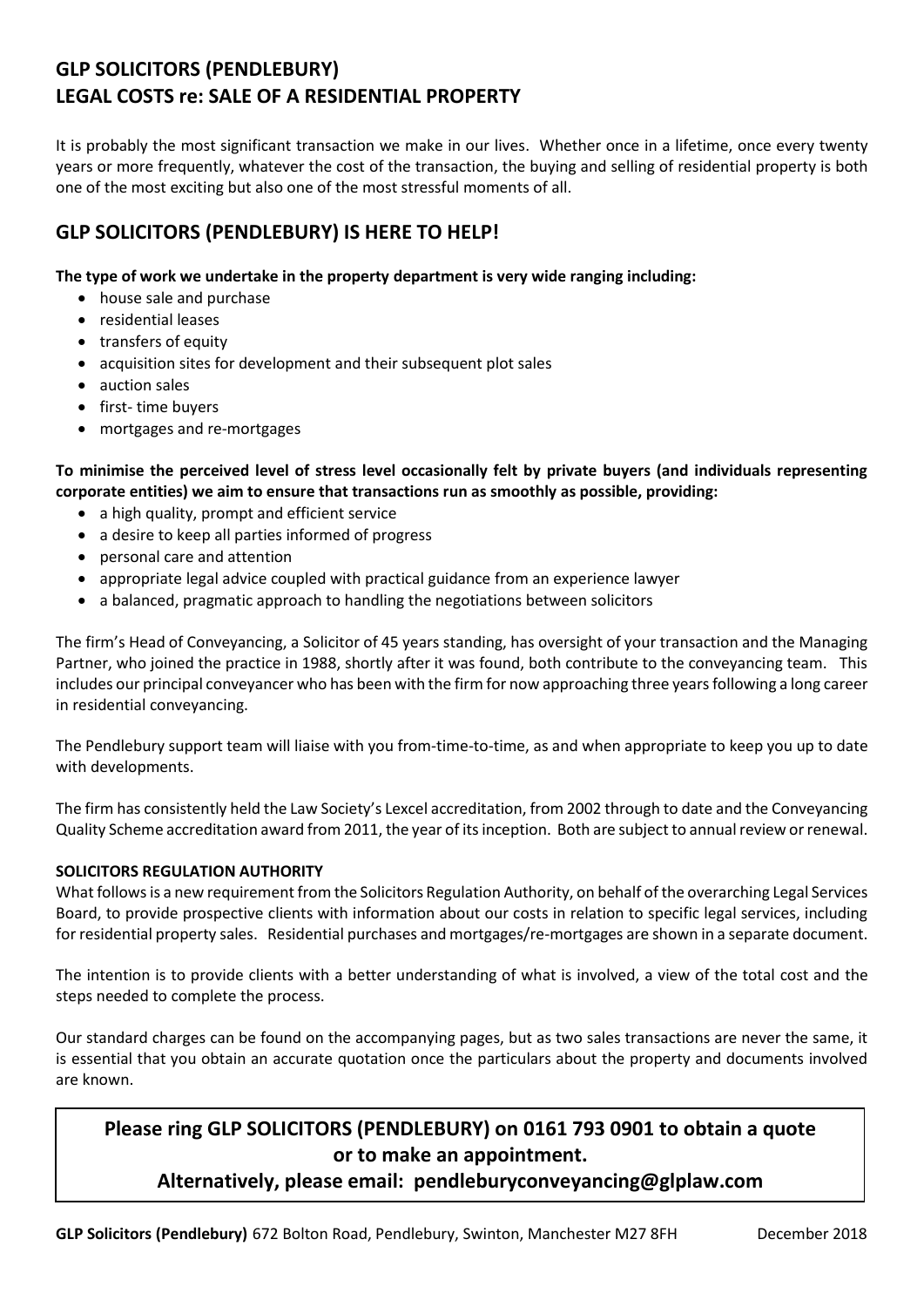# GLP SOLICITORS (PENDLEBURY)
# LEGAL COSTS re: SALE OF A RESIDENTIAL PROPERTY

It is probably the most significant transaction we make in our lives. Whether once in a lifetime, once every twenty years or more frequently, whatever the cost of the transaction, the buying and selling of residential property is both one of the most exciting but also one of the most stressful moments of all.

## GLP SOLICITORS (PENDLEBURY) IS HERE TO HELP!

**The type of work we undertake in the property department is very wide ranging including:**

- house sale and purchase
- residential leases
- transfers of equity
- acquisition sites for development and their subsequent plot sales
- auction sales
- first- time buyers
- mortgages and re-mortgages

**To minimise the perceived level of stress level occasionally felt by private buyers (and individuals representing corporate entities) we aim to ensure that transactions run as smoothly as possible, providing:**

- a high quality, prompt and efficient service
- a desire to keep all parties informed of progress
- personal care and attention
- appropriate legal advice coupled with practical guidance from an experience lawyer
- a balanced, pragmatic approach to handling the negotiations between solicitors

The firm's Head of Conveyancing, a Solicitor of 45 years standing, has oversight of your transaction and the Managing Partner, who joined the practice in 1988, shortly after it was found, both contribute to the conveyancing team. This includes our principal conveyancer who has been with the firm for now approaching three years following a long career in residential conveyancing.

The Pendlebury support team will liaise with you from-time-to-time, as and when appropriate to keep you up to date with developments.

The firm has consistently held the Law Society's Lexcel accreditation, from 2002 through to date and the Conveyancing Quality Scheme accreditation award from 2011, the year of its inception. Both are subject to annual review or renewal.

**SOLICITORS REGULATION AUTHORITY**

What follows is a new requirement from the Solicitors Regulation Authority, on behalf of the overarching Legal Services Board, to provide prospective clients with information about our costs in relation to specific legal services, including for residential property sales. Residential purchases and mortgages/re-mortgages are shown in a separate document.

The intention is to provide clients with a better understanding of what is involved, a view of the total cost and the steps needed to complete the process.

Our standard charges can be found on the accompanying pages, but as two sales transactions are never the same, it is essential that you obtain an accurate quotation once the particulars about the property and documents involved are known.

**Please ring GLP SOLICITORS (PENDLEBURY) on 0161 793 0901 to obtain a quote or to make an appointment.**

**Alternatively, please email: pendleburyconveyancing@glplaw.com**

**GLP Solicitors (Pendlebury)** 672 Bolton Road, Pendlebury, Swinton, Manchester M27 8FH December 2018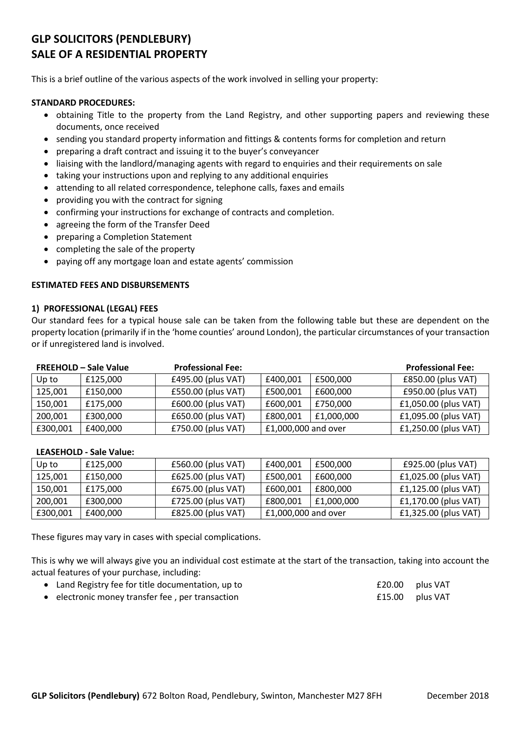# GLP SOLICITORS (PENDLEBURY)
# SALE OF A RESIDENTIAL PROPERTY

This is a brief outline of the various aspects of the work involved in selling your property:

**STANDARD PROCEDURES:**

- obtaining Title to the property from the Land Registry, and other supporting papers and reviewing these documents, once received
- sending you standard property information and fittings & contents forms for completion and return
- preparing a draft contract and issuing it to the buyer's conveyancer
- liaising with the landlord/managing agents with regard to enquiries and their requirements on sale
- taking your instructions upon and replying to any additional enquiries
- attending to all related correspondence, telephone calls, faxes and emails
- providing you with the contract for signing
- confirming your instructions for exchange of contracts and completion.
- agreeing the form of the Transfer Deed
- preparing a Completion Statement
- completing the sale of the property
- paying off any mortgage loan and estate agents' commission

**ESTIMATED FEES AND DISBURSEMENTS**

**1) PROFESSIONAL (LEGAL) FEES**

Our standard fees for a typical house sale can be taken from the following table but these are dependent on the property location (primarily if in the 'home counties' around London), the particular circumstances of your transaction or if unregistered land is involved.

| **FREEHOLD – Sale Value** | | **Professional Fee:** | | | **Professional Fee:** |
|---|---|---|---|---|---|
| Up to | £125,000 | £495.00 (plus VAT) | £400,001 | £500,000 | £850.00 (plus VAT) |
| 125,001 | £150,000 | £550.00 (plus VAT) | £500,001 | £600,000 | £950.00 (plus VAT) |
| 150,001 | £175,000 | £600.00 (plus VAT) | £600,001 | £750,000 | £1,050.00 (plus VAT) |
| 200,001 | £300,000 | £650.00 (plus VAT) | £800,001 | £1,000,000 | £1,095.00 (plus VAT) |
| £300,001 | £400,000 | £750.00 (plus VAT) | £1,000,000 and over | | £1,250.00 (plus VAT) |

**LEASEHOLD - Sale Value:**

| Up to | £125,000 | £560.00 (plus VAT) | £400,001 | £500,000 | £925.00 (plus VAT) |
|---|---|---|---|---|---|
| 125,001 | £150,000 | £625.00 (plus VAT) | £500,001 | £600,000 | £1,025.00 (plus VAT) |
| 150,001 | £175,000 | £675.00 (plus VAT) | £600,001 | £800,000 | £1,125.00 (plus VAT) |
| 200,001 | £300,000 | £725.00 (plus VAT) | £800,001 | £1,000,000 | £1,170.00 (plus VAT) |
| £300,001 | £400,000 | £825.00 (plus VAT) | £1,000,000 and over | | £1,325.00 (plus VAT) |

These figures may vary in cases with special complications.

This is why we will always give you an individual cost estimate at the start of the transaction, taking into account the actual features of your purchase, including:

- Land Registry fee for title documentation, up to £20.00 plus VAT
- electronic money transfer fee , per transaction £15.00 plus VAT

**GLP Solicitors (Pendlebury)** 672 Bolton Road, Pendlebury, Swinton, Manchester M27 8FH December 2018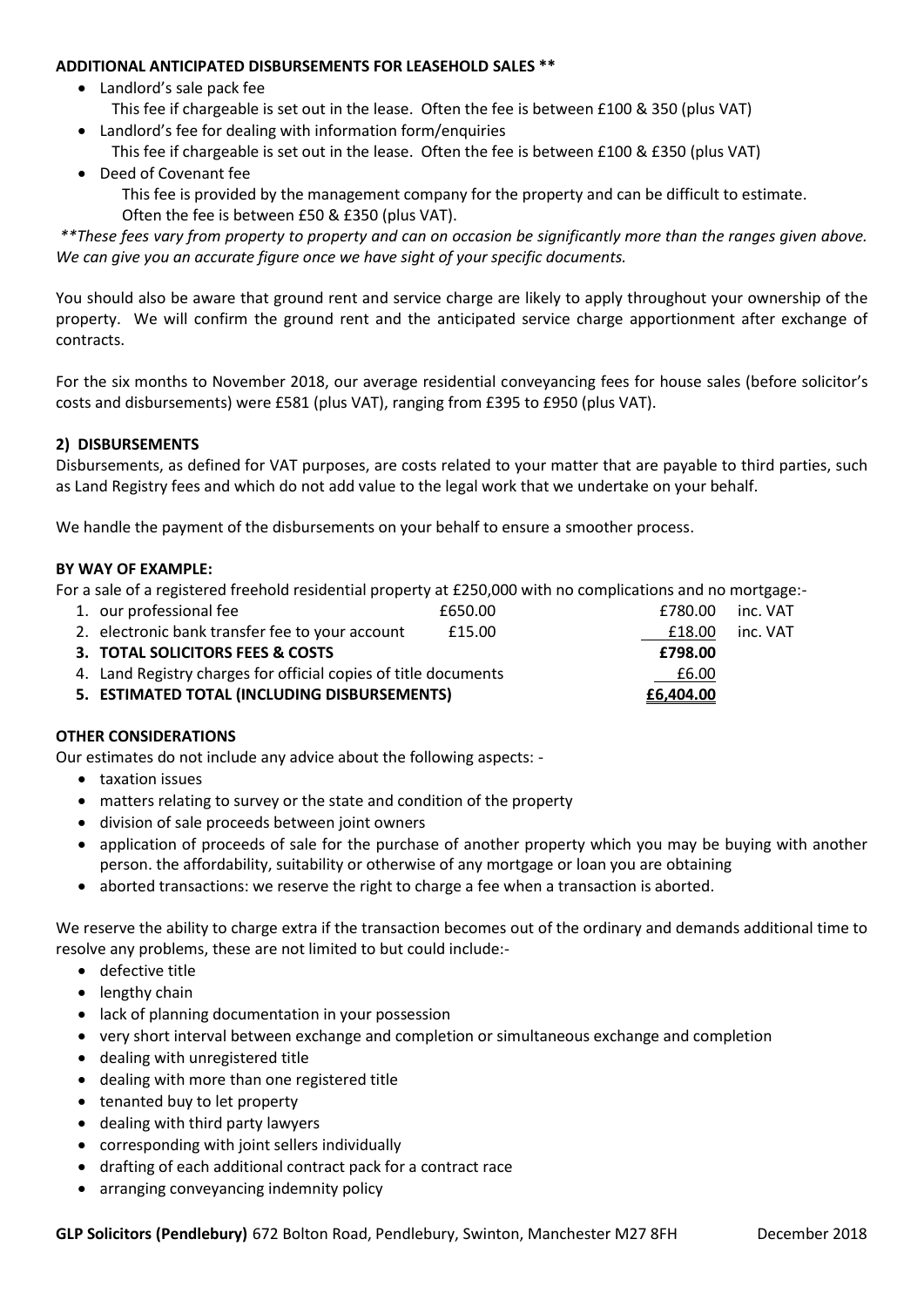**ADDITIONAL ANTICIPATED DISBURSEMENTS FOR LEASEHOLD SALES \*\***

- Landlord's sale pack fee
  This fee if chargeable is set out in the lease. Often the fee is between £100 & 350 (plus VAT)
- Landlord's fee for dealing with information form/enquiries
  This fee if chargeable is set out in the lease. Often the fee is between £100 & £350 (plus VAT)
- Deed of Covenant fee
  This fee is provided by the management company for the property and can be difficult to estimate. Often the fee is between £50 & £350 (plus VAT).

*\*\*These fees vary from property to property and can on occasion be significantly more than the ranges given above. We can give you an accurate figure once we have sight of your specific documents.*

You should also be aware that ground rent and service charge are likely to apply throughout your ownership of the property. We will confirm the ground rent and the anticipated service charge apportionment after exchange of contracts.

For the six months to November 2018, our average residential conveyancing fees for house sales (before solicitor's costs and disbursements) were £581 (plus VAT), ranging from £395 to £950 (plus VAT).

**2) DISBURSEMENTS**

Disbursements, as defined for VAT purposes, are costs related to your matter that are payable to third parties, such as Land Registry fees and which do not add value to the legal work that we undertake on your behalf.

We handle the payment of the disbursements on your behalf to ensure a smoother process.

**BY WAY OF EXAMPLE:**

For a sale of a registered freehold residential property at £250,000 with no complications and no mortgage:-

| | | | | |
|---|---|---|---|---|
| 1. | our professional fee | £650.00 | £780.00 | inc. VAT |
| 2. | electronic bank transfer fee to your account | £15.00 | £18.00 | inc. VAT |
| **3.** | **TOTAL SOLICITORS FEES & COSTS** | | **£798.00** | |
| 4. | Land Registry charges for official copies of title documents | | £6.00 | |
| **5.** | **ESTIMATED TOTAL (INCLUDING DISBURSEMENTS)** | | **£6,404.00** | |

**OTHER CONSIDERATIONS**

Our estimates do not include any advice about the following aspects: -

- taxation issues
- matters relating to survey or the state and condition of the property
- division of sale proceeds between joint owners
- application of proceeds of sale for the purchase of another property which you may be buying with another person. the affordability, suitability or otherwise of any mortgage or loan you are obtaining
- aborted transactions: we reserve the right to charge a fee when a transaction is aborted.

We reserve the ability to charge extra if the transaction becomes out of the ordinary and demands additional time to resolve any problems, these are not limited to but could include:-

- defective title
- lengthy chain
- lack of planning documentation in your possession
- very short interval between exchange and completion or simultaneous exchange and completion
- dealing with unregistered title
- dealing with more than one registered title
- tenanted buy to let property
- dealing with third party lawyers
- corresponding with joint sellers individually
- drafting of each additional contract pack for a contract race
- arranging conveyancing indemnity policy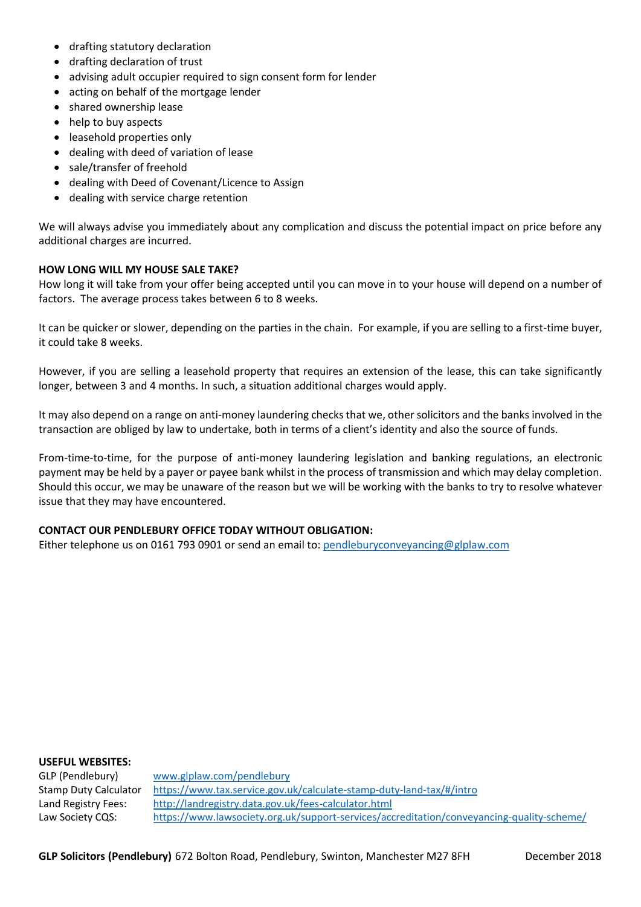- drafting statutory declaration
- drafting declaration of trust
- advising adult occupier required to sign consent form for lender
- acting on behalf of the mortgage lender
- shared ownership lease
- help to buy aspects
- leasehold properties only
- dealing with deed of variation of lease
- sale/transfer of freehold
- dealing with Deed of Covenant/Licence to Assign
- dealing with service charge retention

We will always advise you immediately about any complication and discuss the potential impact on price before any additional charges are incurred.

**HOW LONG WILL MY HOUSE SALE TAKE?**

How long it will take from your offer being accepted until you can move in to your house will depend on a number of factors. The average process takes between 6 to 8 weeks.

It can be quicker or slower, depending on the parties in the chain. For example, if you are selling to a first-time buyer, it could take 8 weeks.

However, if you are selling a leasehold property that requires an extension of the lease, this can take significantly longer, between 3 and 4 months. In such, a situation additional charges would apply.

It may also depend on a range on anti-money laundering checks that we, other solicitors and the banks involved in the transaction are obliged by law to undertake, both in terms of a client's identity and also the source of funds.

From-time-to-time, for the purpose of anti-money laundering legislation and banking regulations, an electronic payment may be held by a payer or payee bank whilst in the process of transmission and which may delay completion. Should this occur, we may be unaware of the reason but we will be working with the banks to try to resolve whatever issue that they may have encountered.

**CONTACT OUR PENDLEBURY OFFICE TODAY WITHOUT OBLIGATION:**

Either telephone us on 0161 793 0901 or send an email to: pendleburyconveyancing@glplaw.com

**USEFUL WEBSITES:**

| | |
|---|---|
| GLP (Pendlebury) | www.glplaw.com/pendlebury |
| Stamp Duty Calculator | https://www.tax.service.gov.uk/calculate-stamp-duty-land-tax/#/intro |
| Land Registry Fees: | http://landregistry.data.gov.uk/fees-calculator.html |
| Law Society CQS: | https://www.lawsociety.org.uk/support-services/accreditation/conveyancing-quality-scheme/ |

**GLP Solicitors (Pendlebury)** 672 Bolton Road, Pendlebury, Swinton, Manchester M27 8FH December 2018